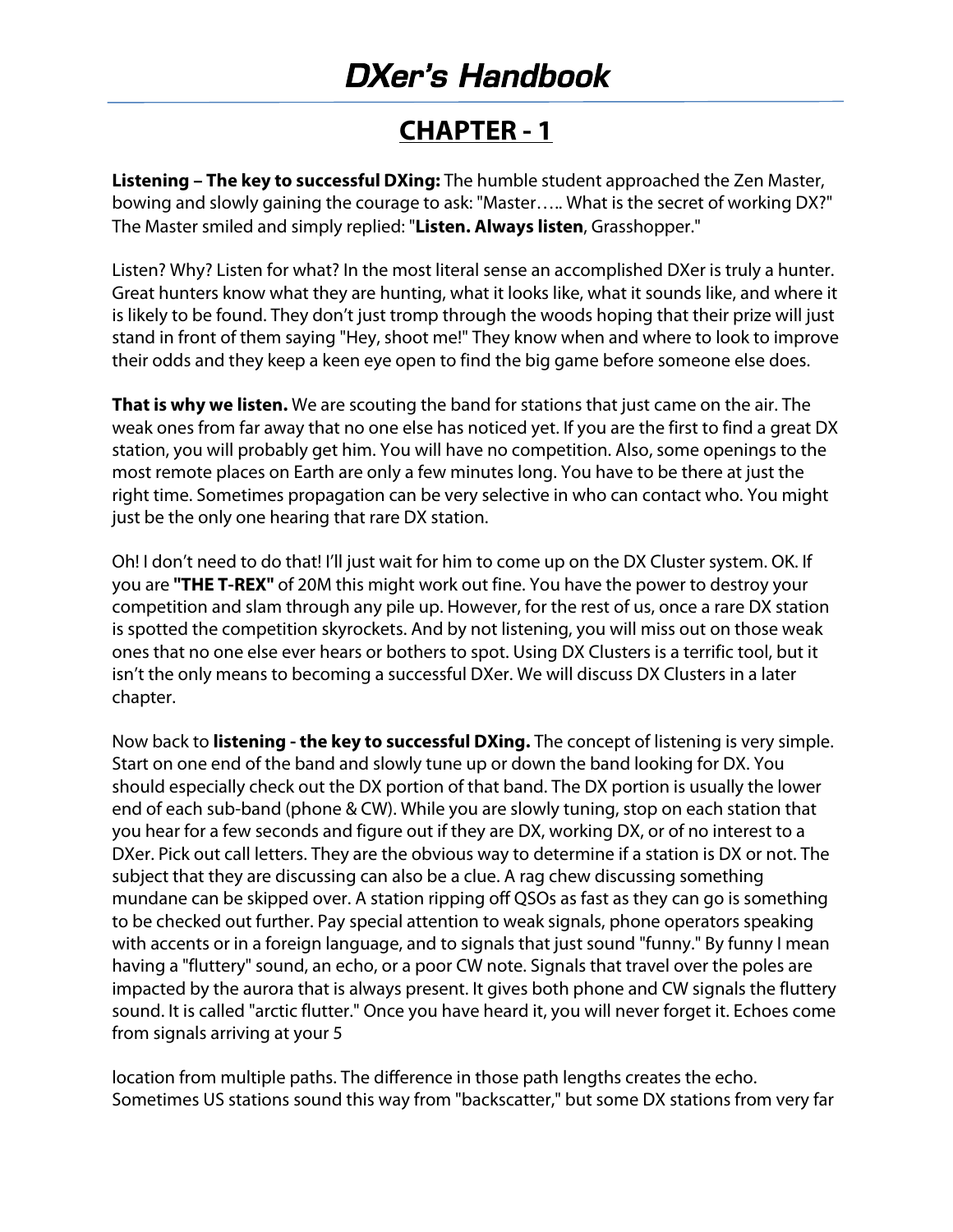# CHAPTER - 1

**Listening – The key to successful DXing:** The humble student approached the Zen Master, bowing and slowly gaining the courage to ask: "Master….. What is the secret of working DX?" The Master smiled and simply replied: "**Listen. Always listen**, Grasshopper."

Listen? Why? Listen for what? In the most literal sense an accomplished DXer is truly a hunter. Great hunters know what they are hunting, what it looks like, what it sounds like, and where it is likely to be found. They don't just tromp through the woods hoping that their prize will just stand in front of them saying "Hey, shoot me!" They know when and where to look to improve their odds and they keep a keen eye open to find the big game before someone else does.

**That is why we listen.** We are scouting the band for stations that just came on the air. The weak ones from far away that no one else has noticed yet. If you are the first to find a great DX station, you will probably get him. You will have no competition. Also, some openings to the most remote places on Earth are only a few minutes long. You have to be there at just the right time. Sometimes propagation can be very selective in who can contact who. You might just be the only one hearing that rare DX station.

Oh! I don't need to do that! I'll just wait for him to come up on the DX Cluster system. OK. If you are **"THE T-REX"** of 20M this might work out fine. You have the power to destroy your competition and slam through any pile up. However, for the rest of us, once a rare DX station is spotted the competition skyrockets. And by not listening, you will miss out on those weak ones that no one else ever hears or bothers to spot. Using DX Clusters is a terrific tool, but it isn't the only means to becoming a successful DXer. We will discuss DX Clusters in a later chapter.

Now back to **listening - the key to successful DXing.** The concept of listening is very simple. Start on one end of the band and slowly tune up or down the band looking for DX. You should especially check out the DX portion of that band. The DX portion is usually the lower end of each sub-band (phone & CW). While you are slowly tuning, stop on each station that you hear for a few seconds and figure out if they are DX, working DX, or of no interest to a DXer. Pick out call letters. They are the obvious way to determine if a station is DX or not. The subject that they are discussing can also be a clue. A rag chew discussing something mundane can be skipped over. A station ripping off QSOs as fast as they can go is something to be checked out further. Pay special attention to weak signals, phone operators speaking with accents or in a foreign language, and to signals that just sound "funny." By funny I mean having a "fluttery" sound, an echo, or a poor CW note. Signals that travel over the poles are impacted by the aurora that is always present. It gives both phone and CW signals the fluttery sound. It is called "arctic flutter." Once you have heard it, you will never forget it. Echoes come from signals arriving at your 5

location from multiple paths. The difference in those path lengths creates the echo. Sometimes US stations sound this way from "backscatter," but some DX stations from very far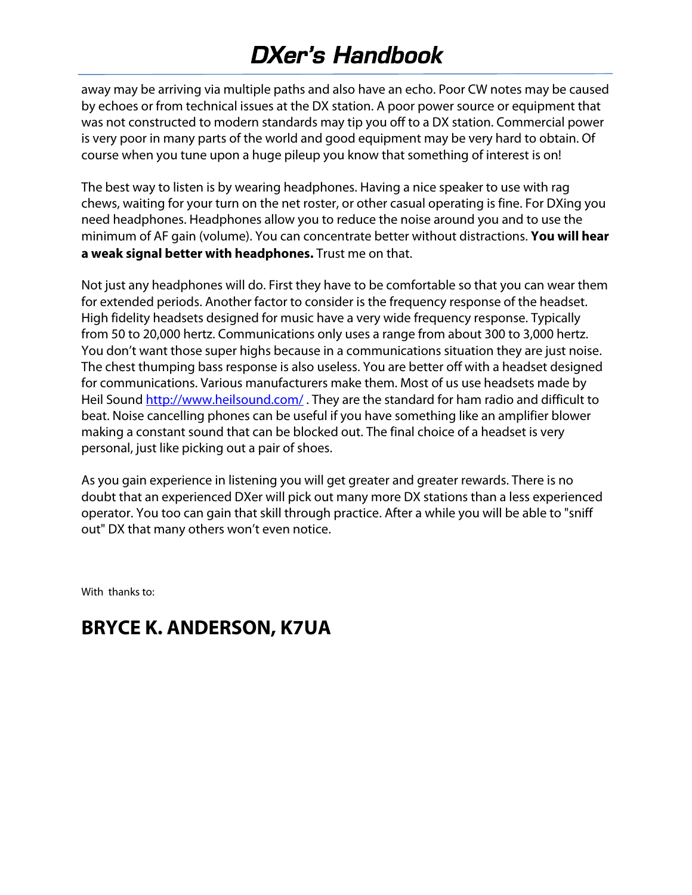away may be arriving via multiple paths and also have an echo. Poor CW notes may be caused by echoes or from technical issues at the DX station. A poor power source or equipment that was not constructed to modern standards may tip you off to a DX station. Commercial power is very poor in many parts of the world and good equipment may be very hard to obtain. Of course when you tune upon a huge pileup you know that something of interest is on!

The best way to listen is by wearing headphones. Having a nice speaker to use with rag chews, waiting for your turn on the net roster, or other casual operating is fine. For DXing you need headphones. Headphones allow you to reduce the noise around you and to use the minimum of AF gain (volume). You can concentrate better without distractions. **You will hear a weak signal better with headphones.** Trust me on that.

Not just any headphones will do. First they have to be comfortable so that you can wear them for extended periods. Another factor to consider is the frequency response of the headset. High fidelity headsets designed for music have a very wide frequency response. Typically from 50 to 20,000 hertz. Communications only uses a range from about 300 to 3,000 hertz. You don't want those super highs because in a communications situation they are just noise. The chest thumping bass response is also useless. You are better off with a headset designed for communications. Various manufacturers make them. Most of us use headsets made by Heil Sound [http://www.heilsound.com/](http://www.heilsound.com/) . They are the standard for ham radio and difficult to beat. Noise cancelling phones can be useful if you have something like an amplifier blower making a constant sound that can be blocked out. The final choice of a headset is very personal, just like picking out a pair of shoes.

As you gain experience in listening you will get greater and greater rewards. There is no doubt that an experienced DXer will pick out many more DX stations than a less experienced operator. You too can gain that skill through practice. After a while you will be able to "sniff out" DX that many others won't even notice.

With thanks to:

## BRYCE K. ANDERSON, K7UA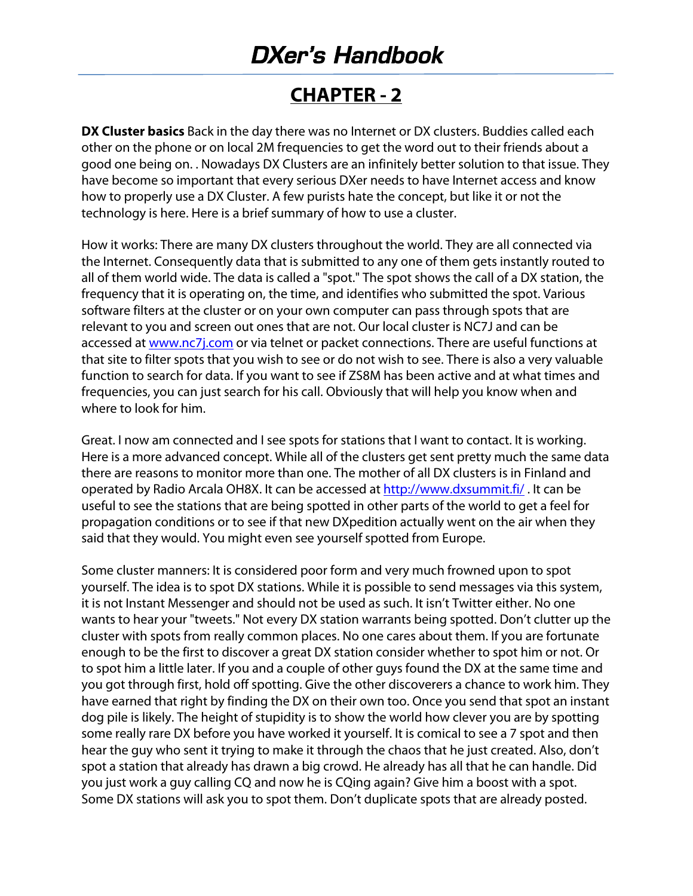# CHAPTER - 2

**DX Cluster basics** Back in the day there was no Internet or DX clusters. Buddies called each other on the phone or on local 2M frequencies to get the word out to their friends about a good one being on. . Nowadays DX Clusters are an infinitely better solution to that issue. They have become so important that every serious DXer needs to have Internet access and know how to properly use a DX Cluster. A few purists hate the concept, but like it or not the technology is here. Here is a brief summary of how to use a cluster.

How it works: There are many DX clusters throughout the world. They are all connected via the Internet. Consequently data that is submitted to any one of them gets instantly routed to all of them world wide. The data is called a "spot." The spot shows the call of a DX station, the frequency that it is operating on, the time, and identifies who submitted the spot. Various software filters at the cluster or on your own computer can pass through spots that are relevant to you and screen out ones that are not. Our local cluster is NC7J and can be accessed at [www.nc7j.com](http://www.nc7j.com) or via telnet or packet connections. There are useful functions at that site to filter spots that you wish to see or do not wish to see. There is also a very valuable function to search for data. If you want to see if ZS8M has been active and at what times and frequencies, you can just search for his call. Obviously that will help you know when and where to look for him.

Great. I now am connected and I see spots for stations that I want to contact. It is working. Here is a more advanced concept. While all of the clusters get sent pretty much the same data there are reasons to monitor more than one. The mother of all DX clusters is in Finland and operated by Radio Arcala OH8X. It can be accessed at [http://www.dxsummit.fi/](http://www.dxsummit.fi/) . It can be useful to see the stations that are being spotted in other parts of the world to get a feel for propagation conditions or to see if that new DXpedition actually went on the air when they said that they would. You might even see yourself spotted from Europe.

Some cluster manners: It is considered poor form and very much frowned upon to spot yourself. The idea is to spot DX stations. While it is possible to send messages via this system, it is not Instant Messenger and should not be used as such. It isn't Twitter either. No one wants to hear your "tweets." Not every DX station warrants being spotted. Don't clutter up the cluster with spots from really common places. No one cares about them. If you are fortunate enough to be the first to discover a great DX station consider whether to spot him or not. Or to spot him a little later. If you and a couple of other guys found the DX at the same time and you got through first, hold off spotting. Give the other discoverers a chance to work him. They have earned that right by finding the DX on their own too. Once you send that spot an instant dog pile is likely. The height of stupidity is to show the world how clever you are by spotting some really rare DX before you have worked it yourself. It is comical to see a 7 spot and then hear the guy who sent it trying to make it through the chaos that he just created. Also, don't spot a station that already has drawn a big crowd. He already has all that he can handle. Did you just work a guy calling CQ and now he is CQing again? Give him a boost with a spot. Some DX stations will ask you to spot them. Don't duplicate spots that are already posted.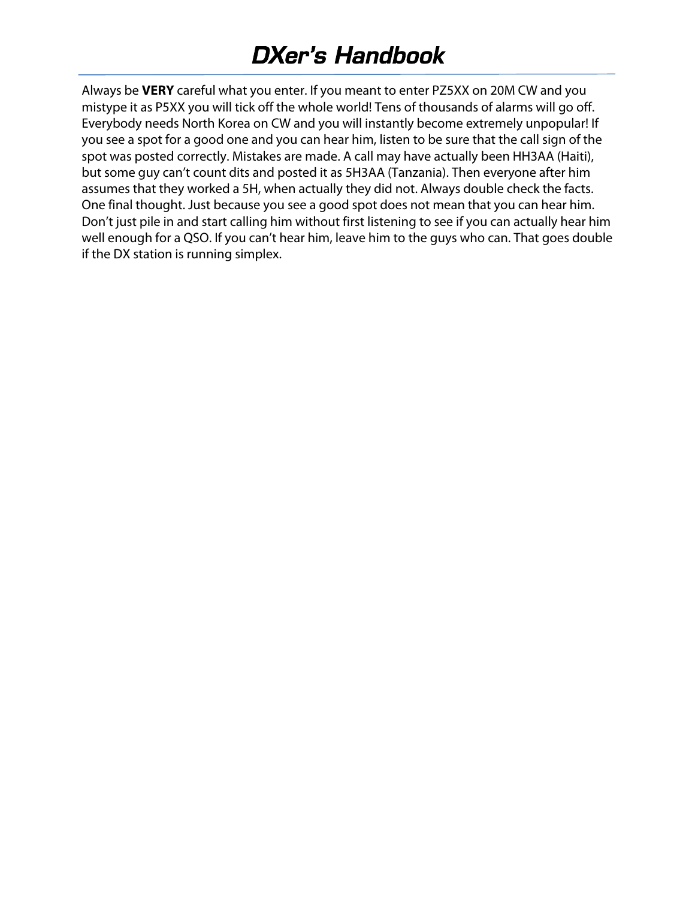Always be **VERY** careful what you enter. If you meant to enter PZ5XX on 20M CW and you mistype it as P5XX you will tick off the whole world! Tens of thousands of alarms will go off. Everybody needs North Korea on CW and you will instantly become extremely unpopular! If you see a spot for a good one and you can hear him, listen to be sure that the call sign of the spot was posted correctly. Mistakes are made. A call may have actually been HH3AA (Haiti), but some guy can't count dits and posted it as 5H3AA (Tanzania). Then everyone after him assumes that they worked a 5H, when actually they did not. Always double check the facts. One final thought. Just because you see a good spot does not mean that you can hear him. Don't just pile in and start calling him without first listening to see if you can actually hear him well enough for a QSO. If you can't hear him, leave him to the guys who can. That goes double if the DX station is running simplex.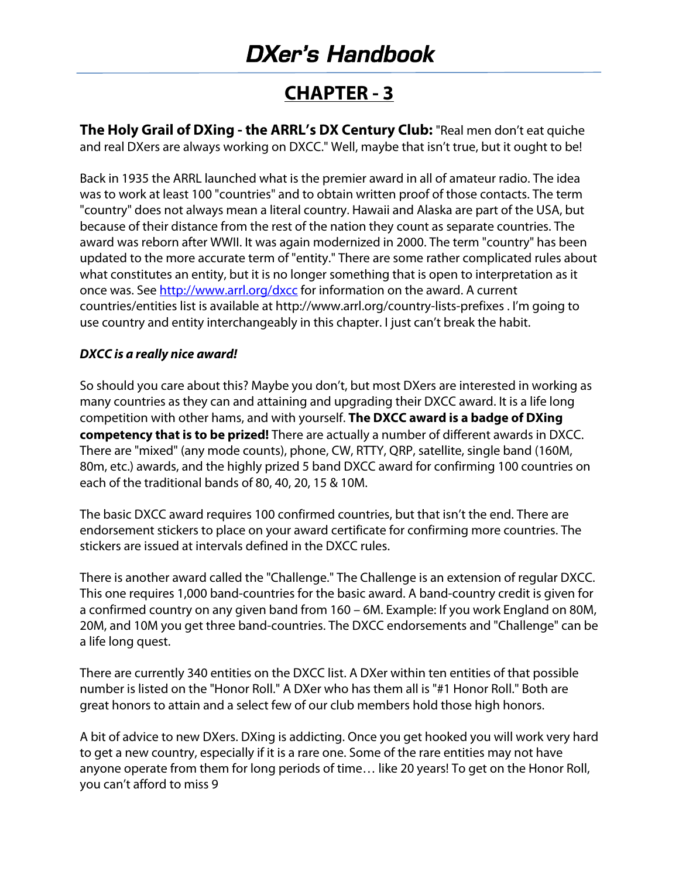# CHAPTER - 3

**The Holy Grail of DXing - the ARRL's DX Century Club:** "Real men don't eat quiche and real DXers are always working on DXCC." Well, maybe that isn't true, but it ought to be!

Back in 1935 the ARRL launched what is the premier award in all of amateur radio. The idea was to work at least 100 "countries" and to obtain written proof of those contacts. The term "country" does not always mean a literal country. Hawaii and Alaska are part of the USA, but because of their distance from the rest of the nation they count as separate countries. The award was reborn after WWII. It was again modernized in 2000. The term "country" has been updated to the more accurate term of "entity." There are some rather complicated rules about what constitutes an entity, but it is no longer something that is open to interpretation as it once was. See [http://www.arrl.org/dxcc](http://www.arrl.org/dxcc) for information on the award. A current countries/entities list is available at http://www.arrl.org/country-lists-prefixes . I'm going to use country and entity interchangeably in this chapter. I just can't break the habit.

***DXCC is a really nice award!***

So should you care about this? Maybe you don't, but most DXers are interested in working as many countries as they can and attaining and upgrading their DXCC award. It is a life long competition with other hams, and with yourself. **The DXCC award is a badge of DXing competency that is to be prized!** There are actually a number of different awards in DXCC. There are "mixed" (any mode counts), phone, CW, RTTY, QRP, satellite, single band (160M, 80m, etc.) awards, and the highly prized 5 band DXCC award for confirming 100 countries on each of the traditional bands of 80, 40, 20, 15 & 10M.

The basic DXCC award requires 100 confirmed countries, but that isn't the end. There are endorsement stickers to place on your award certificate for confirming more countries. The stickers are issued at intervals defined in the DXCC rules.

There is another award called the "Challenge." The Challenge is an extension of regular DXCC. This one requires 1,000 band-countries for the basic award. A band-country credit is given for a confirmed country on any given band from 160 – 6M. Example: If you work England on 80M, 20M, and 10M you get three band-countries. The DXCC endorsements and "Challenge" can be a life long quest.

There are currently 340 entities on the DXCC list. A DXer within ten entities of that possible number is listed on the "Honor Roll." A DXer who has them all is "#1 Honor Roll." Both are great honors to attain and a select few of our club members hold those high honors.

A bit of advice to new DXers. DXing is addicting. Once you get hooked you will work very hard to get a new country, especially if it is a rare one. Some of the rare entities may not have anyone operate from them for long periods of time… like 20 years! To get on the Honor Roll, you can't afford to miss 9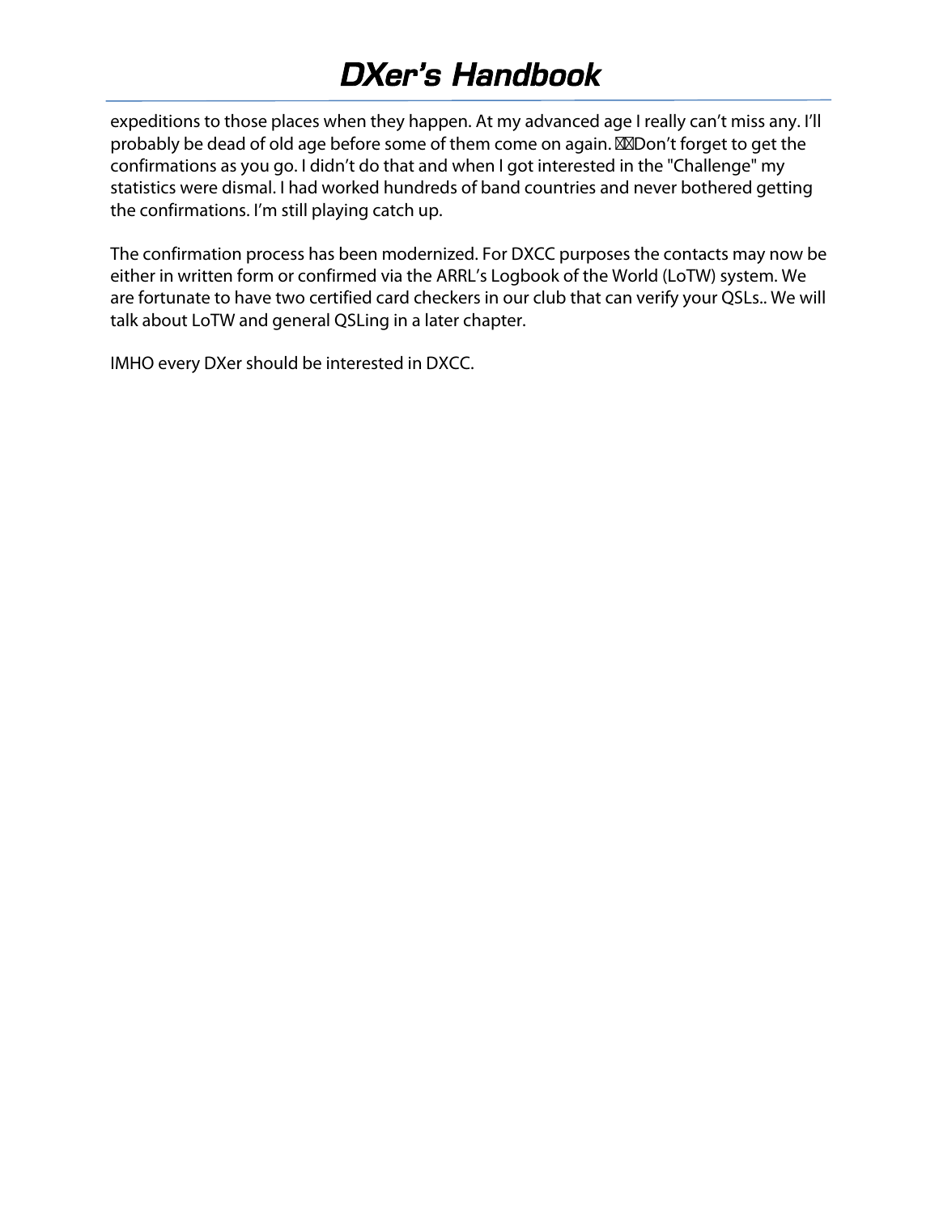expeditions to those places when they happen. At my advanced age I really can't miss any. I'll probably be dead of old age before some of them come on again. Don't forget to get the confirmations as you go. I didn't do that and when I got interested in the "Challenge" my statistics were dismal. I had worked hundreds of band countries and never bothered getting the confirmations. I'm still playing catch up.

The confirmation process has been modernized. For DXCC purposes the contacts may now be either in written form or confirmed via the ARRL's Logbook of the World (LoTW) system. We are fortunate to have two certified card checkers in our club that can verify your QSLs.. We will talk about LoTW and general QSLing in a later chapter.

IMHO every DXer should be interested in DXCC.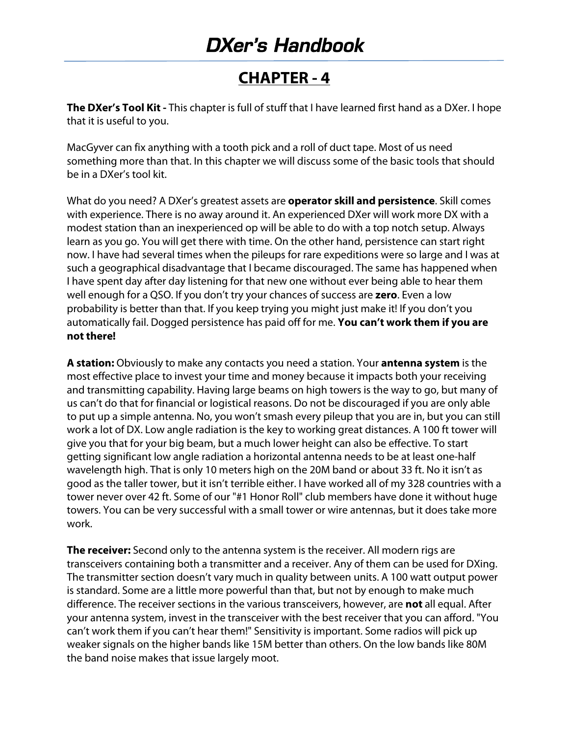# CHAPTER - 4

**The DXer's Tool Kit -** This chapter is full of stuff that I have learned first hand as a DXer. I hope that it is useful to you.

MacGyver can fix anything with a tooth pick and a roll of duct tape. Most of us need something more than that. In this chapter we will discuss some of the basic tools that should be in a DXer's tool kit.

What do you need? A DXer's greatest assets are **operator skill and persistence**. Skill comes with experience. There is no away around it. An experienced DXer will work more DX with a modest station than an inexperienced op will be able to do with a top notch setup. Always learn as you go. You will get there with time. On the other hand, persistence can start right now. I have had several times when the pileups for rare expeditions were so large and I was at such a geographical disadvantage that I became discouraged. The same has happened when I have spent day after day listening for that new one without ever being able to hear them well enough for a QSO. If you don't try your chances of success are **zero**. Even a low probability is better than that. If you keep trying you might just make it! If you don't you automatically fail. Dogged persistence has paid off for me. **You can't work them if you are not there!**

**A station:** Obviously to make any contacts you need a station. Your **antenna system** is the most effective place to invest your time and money because it impacts both your receiving and transmitting capability. Having large beams on high towers is the way to go, but many of us can't do that for financial or logistical reasons. Do not be discouraged if you are only able to put up a simple antenna. No, you won't smash every pileup that you are in, but you can still work a lot of DX. Low angle radiation is the key to working great distances. A 100 ft tower will give you that for your big beam, but a much lower height can also be effective. To start getting significant low angle radiation a horizontal antenna needs to be at least one-half wavelength high. That is only 10 meters high on the 20M band or about 33 ft. No it isn't as good as the taller tower, but it isn't terrible either. I have worked all of my 328 countries with a tower never over 42 ft. Some of our "#1 Honor Roll" club members have done it without huge towers. You can be very successful with a small tower or wire antennas, but it does take more work.

**The receiver:** Second only to the antenna system is the receiver. All modern rigs are transceivers containing both a transmitter and a receiver. Any of them can be used for DXing. The transmitter section doesn't vary much in quality between units. A 100 watt output power is standard. Some are a little more powerful than that, but not by enough to make much difference. The receiver sections in the various transceivers, however, are **not** all equal. After your antenna system, invest in the transceiver with the best receiver that you can afford. "You can't work them if you can't hear them!" Sensitivity is important. Some radios will pick up weaker signals on the higher bands like 15M better than others. On the low bands like 80M the band noise makes that issue largely moot.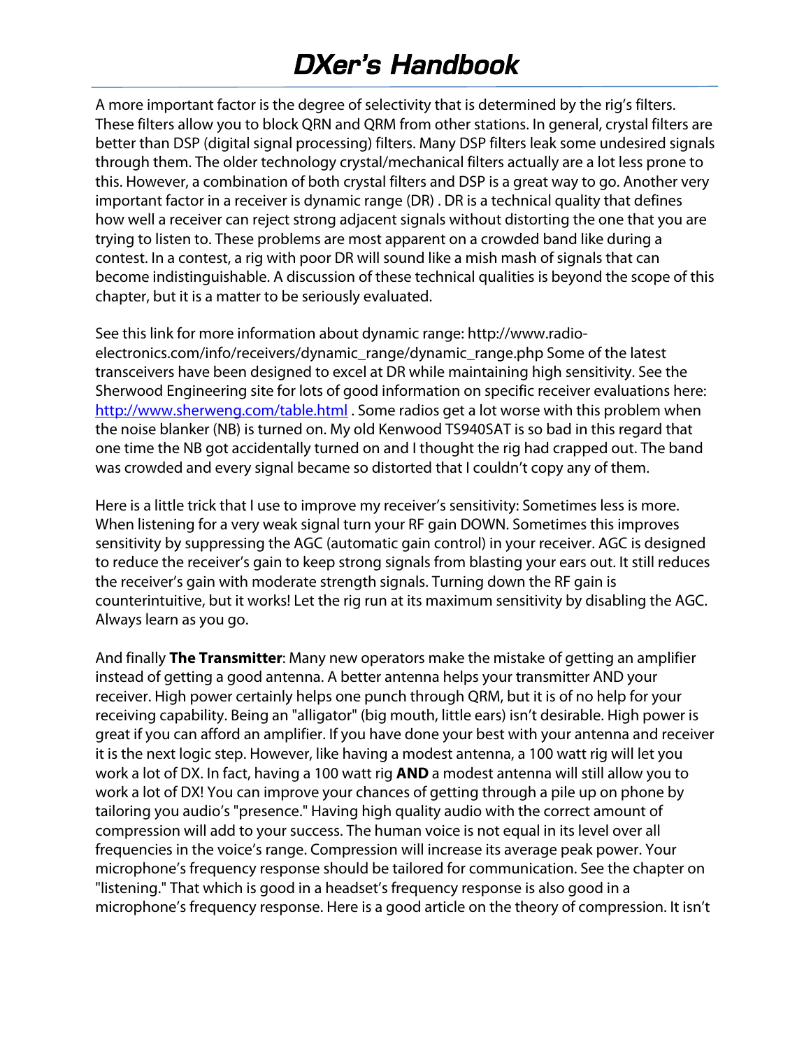A more important factor is the degree of selectivity that is determined by the rig's filters. These filters allow you to block QRN and QRM from other stations. In general, crystal filters are better than DSP (digital signal processing) filters. Many DSP filters leak some undesired signals through them. The older technology crystal/mechanical filters actually are a lot less prone to this. However, a combination of both crystal filters and DSP is a great way to go. Another very important factor in a receiver is dynamic range (DR) . DR is a technical quality that defines how well a receiver can reject strong adjacent signals without distorting the one that you are trying to listen to. These problems are most apparent on a crowded band like during a contest. In a contest, a rig with poor DR will sound like a mish mash of signals that can become indistinguishable. A discussion of these technical qualities is beyond the scope of this chapter, but it is a matter to be seriously evaluated.

See this link for more information about dynamic range: http://www.radio-electronics.com/info/receivers/dynamic_range/dynamic_range.php Some of the latest transceivers have been designed to excel at DR while maintaining high sensitivity. See the Sherwood Engineering site for lots of good information on specific receiver evaluations here: [http://www.sherweng.com/table.html](http://www.sherweng.com/table.html) . Some radios get a lot worse with this problem when the noise blanker (NB) is turned on. My old Kenwood TS940SAT is so bad in this regard that one time the NB got accidentally turned on and I thought the rig had crapped out. The band was crowded and every signal became so distorted that I couldn't copy any of them.

Here is a little trick that I use to improve my receiver's sensitivity: Sometimes less is more. When listening for a very weak signal turn your RF gain DOWN. Sometimes this improves sensitivity by suppressing the AGC (automatic gain control) in your receiver. AGC is designed to reduce the receiver's gain to keep strong signals from blasting your ears out. It still reduces the receiver's gain with moderate strength signals. Turning down the RF gain is counterintuitive, but it works! Let the rig run at its maximum sensitivity by disabling the AGC. Always learn as you go.

And finally **The Transmitter**: Many new operators make the mistake of getting an amplifier instead of getting a good antenna. A better antenna helps your transmitter AND your receiver. High power certainly helps one punch through QRM, but it is of no help for your receiving capability. Being an "alligator" (big mouth, little ears) isn't desirable. High power is great if you can afford an amplifier. If you have done your best with your antenna and receiver it is the next logic step. However, like having a modest antenna, a 100 watt rig will let you work a lot of DX. In fact, having a 100 watt rig **AND** a modest antenna will still allow you to work a lot of DX! You can improve your chances of getting through a pile up on phone by tailoring you audio's "presence." Having high quality audio with the correct amount of compression will add to your success. The human voice is not equal in its level over all frequencies in the voice's range. Compression will increase its average peak power. Your microphone's frequency response should be tailored for communication. See the chapter on "listening." That which is good in a headset's frequency response is also good in a microphone's frequency response. Here is a good article on the theory of compression. It isn't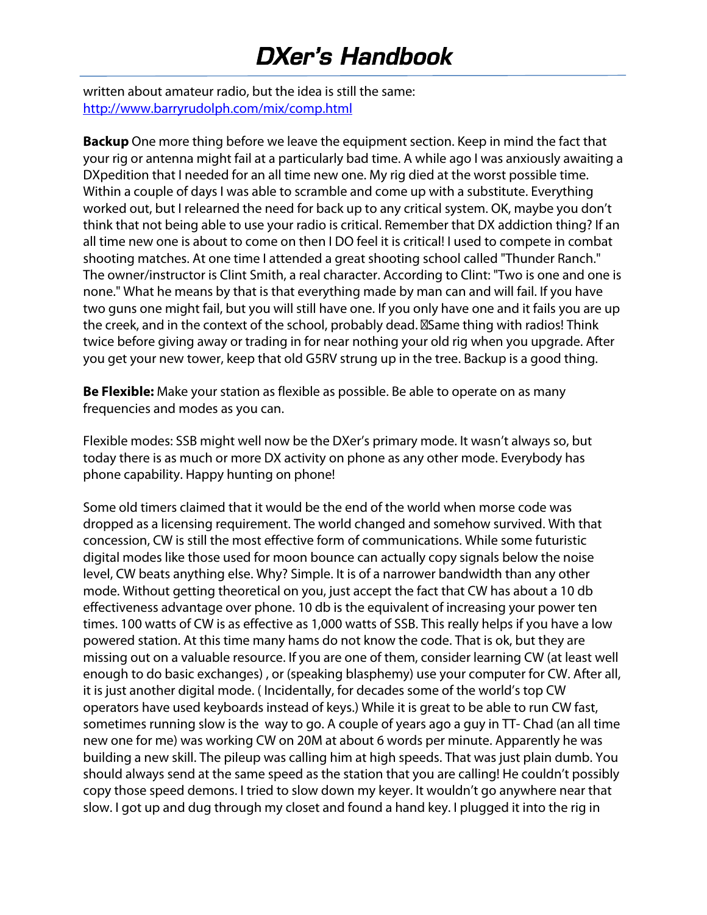written about amateur radio, but the idea is still the same: [http://www.barryrudolph.com/mix/comp.html](http://www.barryrudolph.com/mix/comp.html)

**Backup** One more thing before we leave the equipment section. Keep in mind the fact that your rig or antenna might fail at a particularly bad time. A while ago I was anxiously awaiting a DXpedition that I needed for an all time new one. My rig died at the worst possible time. Within a couple of days I was able to scramble and come up with a substitute. Everything worked out, but I relearned the need for back up to any critical system. OK, maybe you don't think that not being able to use your radio is critical. Remember that DX addiction thing? If an all time new one is about to come on then I DO feel it is critical! I used to compete in combat shooting matches. At one time I attended a great shooting school called "Thunder Ranch." The owner/instructor is Clint Smith, a real character. According to Clint: "Two is one and one is none." What he means by that is that everything made by man can and will fail. If you have two guns one might fail, but you will still have one. If you only have one and it fails you are up the creek, and in the context of the school, probably dead. Same thing with radios! Think twice before giving away or trading in for near nothing your old rig when you upgrade. After you get your new tower, keep that old G5RV strung up in the tree. Backup is a good thing.

**Be Flexible:** Make your station as flexible as possible. Be able to operate on as many frequencies and modes as you can.

Flexible modes: SSB might well now be the DXer's primary mode. It wasn't always so, but today there is as much or more DX activity on phone as any other mode. Everybody has phone capability. Happy hunting on phone!

Some old timers claimed that it would be the end of the world when morse code was dropped as a licensing requirement. The world changed and somehow survived. With that concession, CW is still the most effective form of communications. While some futuristic digital modes like those used for moon bounce can actually copy signals below the noise level, CW beats anything else. Why? Simple. It is of a narrower bandwidth than any other mode. Without getting theoretical on you, just accept the fact that CW has about a 10 db effectiveness advantage over phone. 10 db is the equivalent of increasing your power ten times. 100 watts of CW is as effective as 1,000 watts of SSB. This really helps if you have a low powered station. At this time many hams do not know the code. That is ok, but they are missing out on a valuable resource. If you are one of them, consider learning CW (at least well enough to do basic exchanges) , or (speaking blasphemy) use your computer for CW. After all, it is just another digital mode. ( Incidentally, for decades some of the world's top CW operators have used keyboards instead of keys.) While it is great to be able to run CW fast, sometimes running slow is the way to go. A couple of years ago a guy in TT- Chad (an all time new one for me) was working CW on 20M at about 6 words per minute. Apparently he was building a new skill. The pileup was calling him at high speeds. That was just plain dumb. You should always send at the same speed as the station that you are calling! He couldn't possibly copy those speed demons. I tried to slow down my keyer. It wouldn't go anywhere near that slow. I got up and dug through my closet and found a hand key. I plugged it into the rig in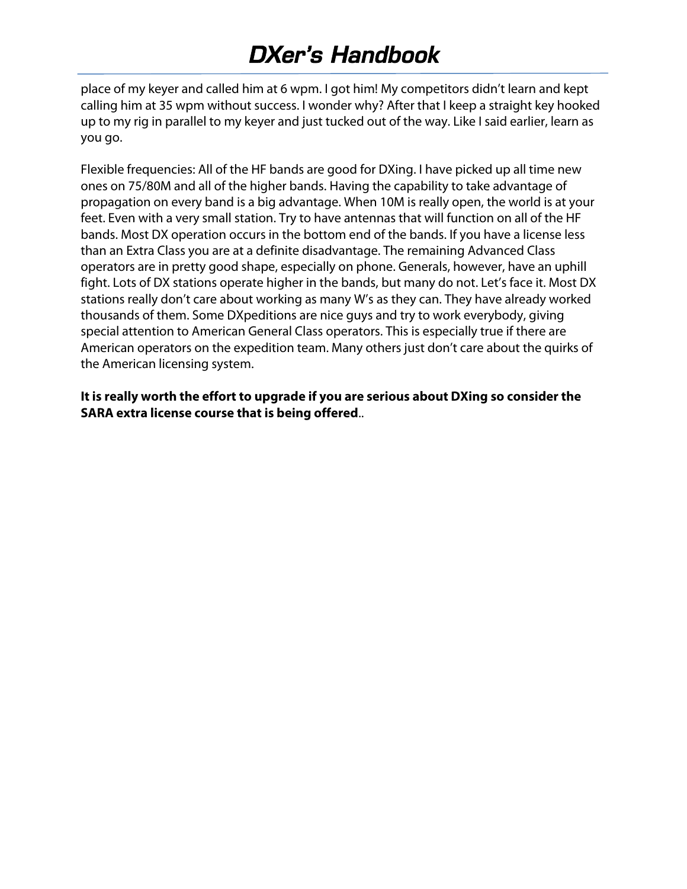place of my keyer and called him at 6 wpm. I got him! My competitors didn't learn and kept calling him at 35 wpm without success. I wonder why? After that I keep a straight key hooked up to my rig in parallel to my keyer and just tucked out of the way. Like I said earlier, learn as you go.

Flexible frequencies: All of the HF bands are good for DXing. I have picked up all time new ones on 75/80M and all of the higher bands. Having the capability to take advantage of propagation on every band is a big advantage. When 10M is really open, the world is at your feet. Even with a very small station. Try to have antennas that will function on all of the HF bands. Most DX operation occurs in the bottom end of the bands. If you have a license less than an Extra Class you are at a definite disadvantage. The remaining Advanced Class operators are in pretty good shape, especially on phone. Generals, however, have an uphill fight. Lots of DX stations operate higher in the bands, but many do not. Let's face it. Most DX stations really don't care about working as many W's as they can. They have already worked thousands of them. Some DXpeditions are nice guys and try to work everybody, giving special attention to American General Class operators. This is especially true if there are American operators on the expedition team. Many others just don't care about the quirks of the American licensing system.

**It is really worth the effort to upgrade if you are serious about DXing so consider the SARA extra license course that is being offered**..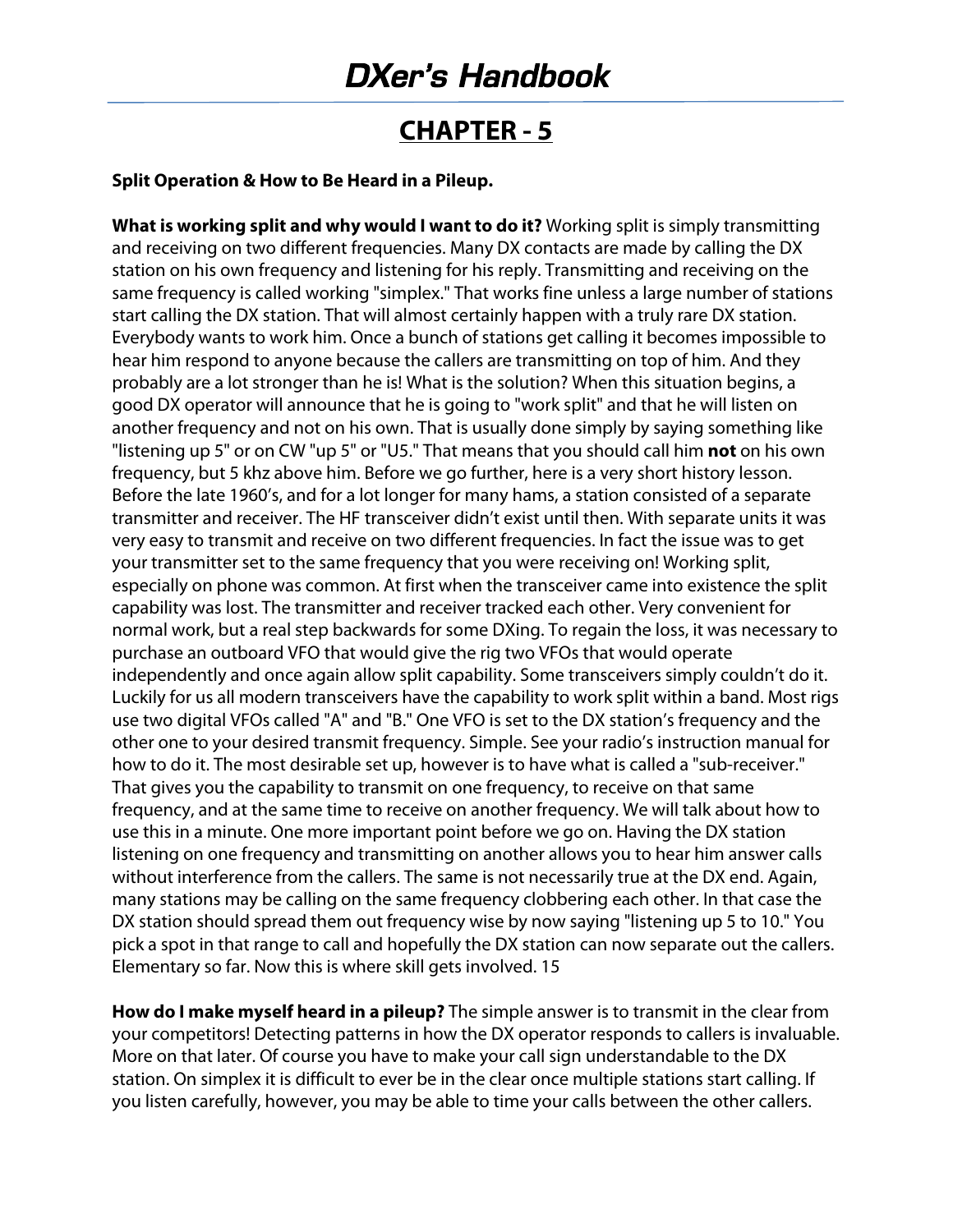# CHAPTER - 5

**Split Operation & How to Be Heard in a Pileup.**

**What is working split and why would I want to do it?** Working split is simply transmitting and receiving on two different frequencies. Many DX contacts are made by calling the DX station on his own frequency and listening for his reply. Transmitting and receiving on the same frequency is called working "simplex." That works fine unless a large number of stations start calling the DX station. That will almost certainly happen with a truly rare DX station. Everybody wants to work him. Once a bunch of stations get calling it becomes impossible to hear him respond to anyone because the callers are transmitting on top of him. And they probably are a lot stronger than he is! What is the solution? When this situation begins, a good DX operator will announce that he is going to "work split" and that he will listen on another frequency and not on his own. That is usually done simply by saying something like "listening up 5" or on CW "up 5" or "U5." That means that you should call him **not** on his own frequency, but 5 khz above him. Before we go further, here is a very short history lesson. Before the late 1960's, and for a lot longer for many hams, a station consisted of a separate transmitter and receiver. The HF transceiver didn't exist until then. With separate units it was very easy to transmit and receive on two different frequencies. In fact the issue was to get your transmitter set to the same frequency that you were receiving on! Working split, especially on phone was common. At first when the transceiver came into existence the split capability was lost. The transmitter and receiver tracked each other. Very convenient for normal work, but a real step backwards for some DXing. To regain the loss, it was necessary to purchase an outboard VFO that would give the rig two VFOs that would operate independently and once again allow split capability. Some transceivers simply couldn't do it. Luckily for us all modern transceivers have the capability to work split within a band. Most rigs use two digital VFOs called "A" and "B." One VFO is set to the DX station's frequency and the other one to your desired transmit frequency. Simple. See your radio's instruction manual for how to do it. The most desirable set up, however is to have what is called a "sub-receiver." That gives you the capability to transmit on one frequency, to receive on that same frequency, and at the same time to receive on another frequency. We will talk about how to use this in a minute. One more important point before we go on. Having the DX station listening on one frequency and transmitting on another allows you to hear him answer calls without interference from the callers. The same is not necessarily true at the DX end. Again, many stations may be calling on the same frequency clobbering each other. In that case the DX station should spread them out frequency wise by now saying "listening up 5 to 10." You pick a spot in that range to call and hopefully the DX station can now separate out the callers. Elementary so far. Now this is where skill gets involved. 15

**How do I make myself heard in a pileup?** The simple answer is to transmit in the clear from your competitors! Detecting patterns in how the DX operator responds to callers is invaluable. More on that later. Of course you have to make your call sign understandable to the DX station. On simplex it is difficult to ever be in the clear once multiple stations start calling. If you listen carefully, however, you may be able to time your calls between the other callers.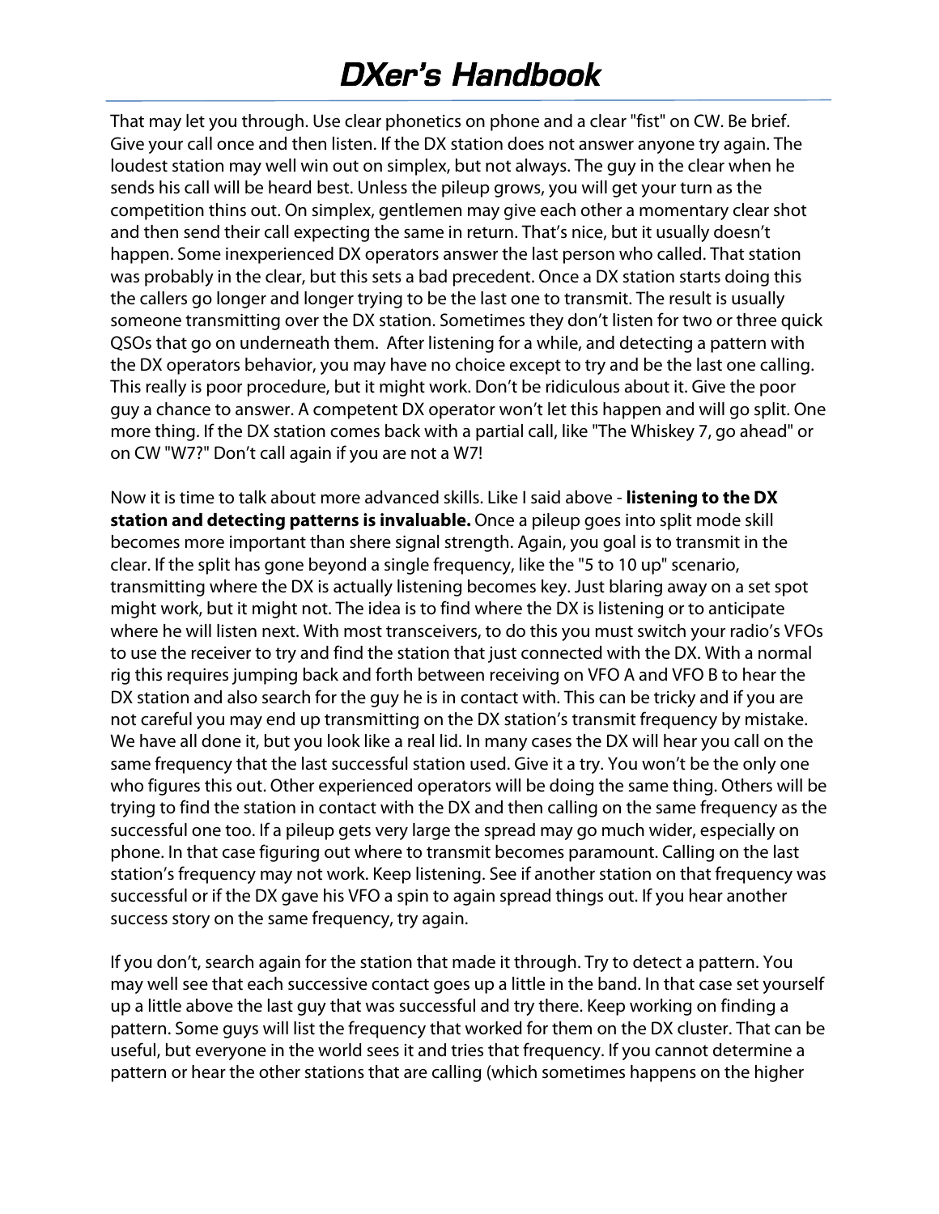That may let you through. Use clear phonetics on phone and a clear "fist" on CW. Be brief. Give your call once and then listen. If the DX station does not answer anyone try again. The loudest station may well win out on simplex, but not always. The guy in the clear when he sends his call will be heard best. Unless the pileup grows, you will get your turn as the competition thins out. On simplex, gentlemen may give each other a momentary clear shot and then send their call expecting the same in return. That's nice, but it usually doesn't happen. Some inexperienced DX operators answer the last person who called. That station was probably in the clear, but this sets a bad precedent. Once a DX station starts doing this the callers go longer and longer trying to be the last one to transmit. The result is usually someone transmitting over the DX station. Sometimes they don't listen for two or three quick QSOs that go on underneath them. After listening for a while, and detecting a pattern with the DX operators behavior, you may have no choice except to try and be the last one calling. This really is poor procedure, but it might work. Don't be ridiculous about it. Give the poor guy a chance to answer. A competent DX operator won't let this happen and will go split. One more thing. If the DX station comes back with a partial call, like "The Whiskey 7, go ahead" or on CW "W7?" Don't call again if you are not a W7!

Now it is time to talk about more advanced skills. Like I said above - **listening to the DX station and detecting patterns is invaluable.** Once a pileup goes into split mode skill becomes more important than shere signal strength. Again, you goal is to transmit in the clear. If the split has gone beyond a single frequency, like the "5 to 10 up" scenario, transmitting where the DX is actually listening becomes key. Just blaring away on a set spot might work, but it might not. The idea is to find where the DX is listening or to anticipate where he will listen next. With most transceivers, to do this you must switch your radio's VFOs to use the receiver to try and find the station that just connected with the DX. With a normal rig this requires jumping back and forth between receiving on VFO A and VFO B to hear the DX station and also search for the guy he is in contact with. This can be tricky and if you are not careful you may end up transmitting on the DX station's transmit frequency by mistake. We have all done it, but you look like a real lid. In many cases the DX will hear you call on the same frequency that the last successful station used. Give it a try. You won't be the only one who figures this out. Other experienced operators will be doing the same thing. Others will be trying to find the station in contact with the DX and then calling on the same frequency as the successful one too. If a pileup gets very large the spread may go much wider, especially on phone. In that case figuring out where to transmit becomes paramount. Calling on the last station's frequency may not work. Keep listening. See if another station on that frequency was successful or if the DX gave his VFO a spin to again spread things out. If you hear another success story on the same frequency, try again.

If you don't, search again for the station that made it through. Try to detect a pattern. You may well see that each successive contact goes up a little in the band. In that case set yourself up a little above the last guy that was successful and try there. Keep working on finding a pattern. Some guys will list the frequency that worked for them on the DX cluster. That can be useful, but everyone in the world sees it and tries that frequency. If you cannot determine a pattern or hear the other stations that are calling (which sometimes happens on the higher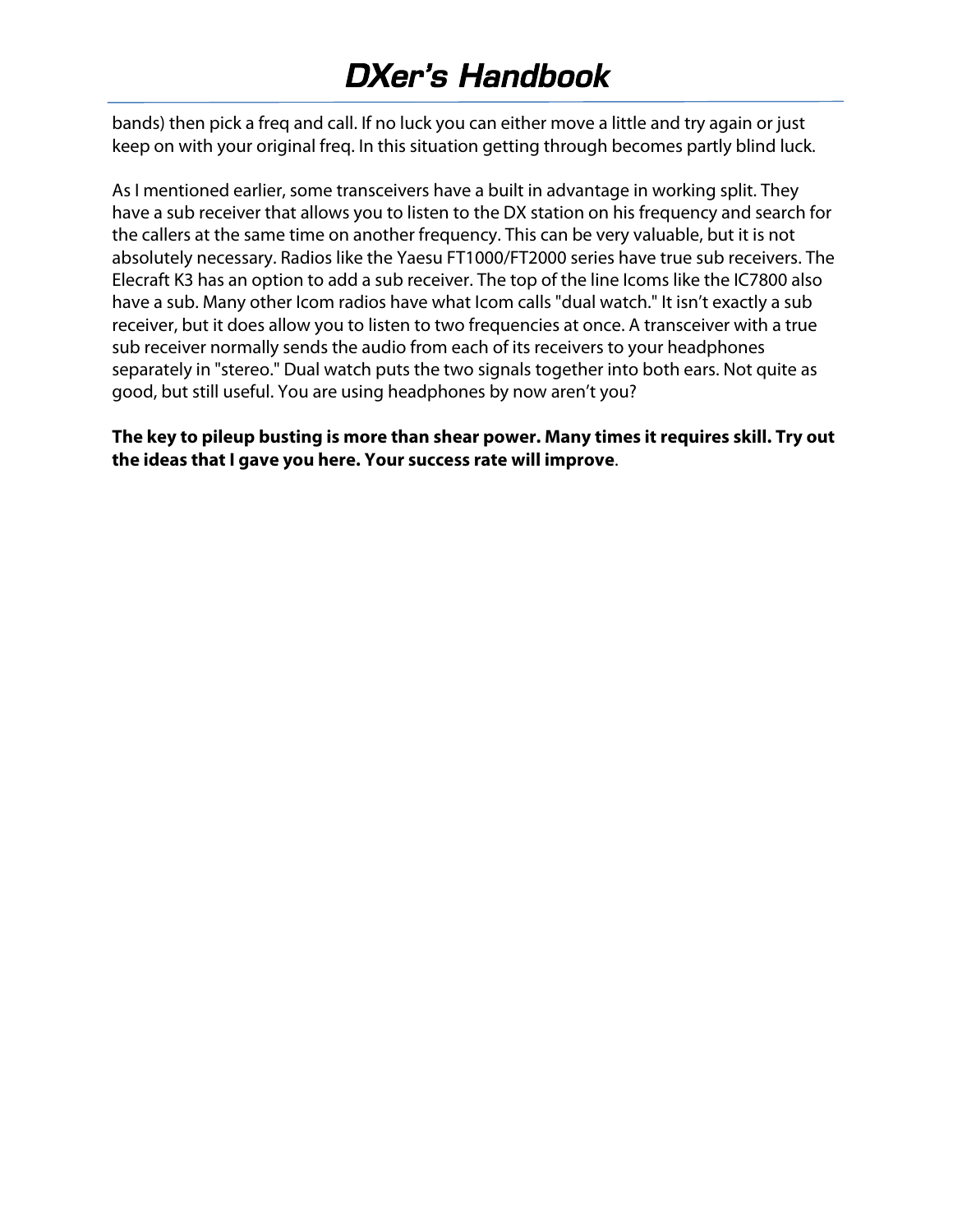bands) then pick a freq and call. If no luck you can either move a little and try again or just keep on with your original freq. In this situation getting through becomes partly blind luck.

As I mentioned earlier, some transceivers have a built in advantage in working split. They have a sub receiver that allows you to listen to the DX station on his frequency and search for the callers at the same time on another frequency. This can be very valuable, but it is not absolutely necessary. Radios like the Yaesu FT1000/FT2000 series have true sub receivers. The Elecraft K3 has an option to add a sub receiver. The top of the line Icoms like the IC7800 also have a sub. Many other Icom radios have what Icom calls "dual watch." It isn't exactly a sub receiver, but it does allow you to listen to two frequencies at once. A transceiver with a true sub receiver normally sends the audio from each of its receivers to your headphones separately in "stereo." Dual watch puts the two signals together into both ears. Not quite as good, but still useful. You are using headphones by now aren't you?

**The key to pileup busting is more than shear power. Many times it requires skill. Try out the ideas that I gave you here. Your success rate will improve**.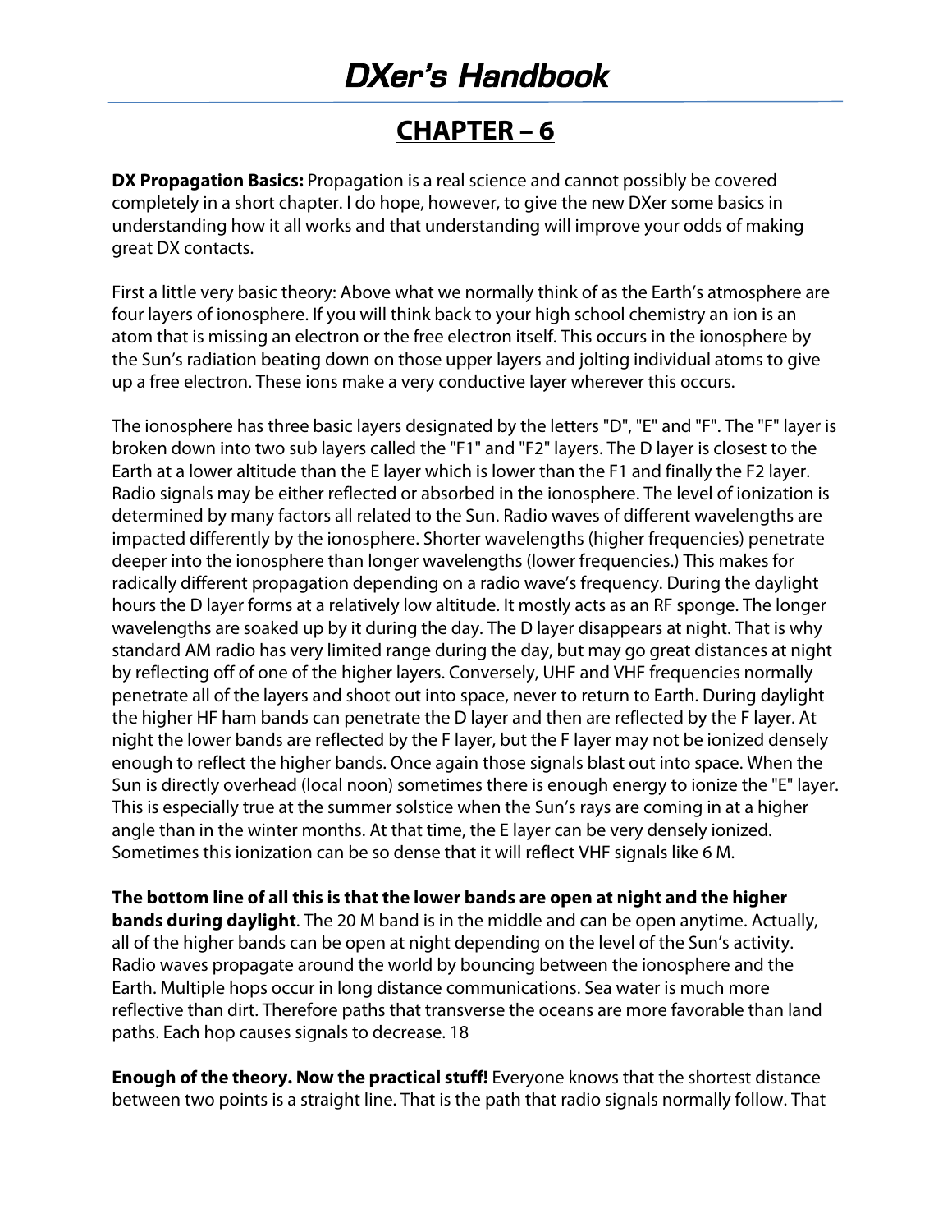## CHAPTER – 6

**DX Propagation Basics:** Propagation is a real science and cannot possibly be covered completely in a short chapter. I do hope, however, to give the new DXer some basics in understanding how it all works and that understanding will improve your odds of making great DX contacts.

First a little very basic theory: Above what we normally think of as the Earth's atmosphere are four layers of ionosphere. If you will think back to your high school chemistry an ion is an atom that is missing an electron or the free electron itself. This occurs in the ionosphere by the Sun's radiation beating down on those upper layers and jolting individual atoms to give up a free electron. These ions make a very conductive layer wherever this occurs.

The ionosphere has three basic layers designated by the letters "D", "E" and "F". The "F" layer is broken down into two sub layers called the "F1" and "F2" layers. The D layer is closest to the Earth at a lower altitude than the E layer which is lower than the F1 and finally the F2 layer. Radio signals may be either reflected or absorbed in the ionosphere. The level of ionization is determined by many factors all related to the Sun. Radio waves of different wavelengths are impacted differently by the ionosphere. Shorter wavelengths (higher frequencies) penetrate deeper into the ionosphere than longer wavelengths (lower frequencies.) This makes for radically different propagation depending on a radio wave's frequency. During the daylight hours the D layer forms at a relatively low altitude. It mostly acts as an RF sponge. The longer wavelengths are soaked up by it during the day. The D layer disappears at night. That is why standard AM radio has very limited range during the day, but may go great distances at night by reflecting off of one of the higher layers. Conversely, UHF and VHF frequencies normally penetrate all of the layers and shoot out into space, never to return to Earth. During daylight the higher HF ham bands can penetrate the D layer and then are reflected by the F layer. At night the lower bands are reflected by the F layer, but the F layer may not be ionized densely enough to reflect the higher bands. Once again those signals blast out into space. When the Sun is directly overhead (local noon) sometimes there is enough energy to ionize the "E" layer. This is especially true at the summer solstice when the Sun's rays are coming in at a higher angle than in the winter months. At that time, the E layer can be very densely ionized. Sometimes this ionization can be so dense that it will reflect VHF signals like 6 M.

**The bottom line of all this is that the lower bands are open at night and the higher bands during daylight**. The 20 M band is in the middle and can be open anytime. Actually, all of the higher bands can be open at night depending on the level of the Sun's activity. Radio waves propagate around the world by bouncing between the ionosphere and the Earth. Multiple hops occur in long distance communications. Sea water is much more reflective than dirt. Therefore paths that transverse the oceans are more favorable than land paths. Each hop causes signals to decrease. 18

**Enough of the theory. Now the practical stuff!** Everyone knows that the shortest distance between two points is a straight line. That is the path that radio signals normally follow. That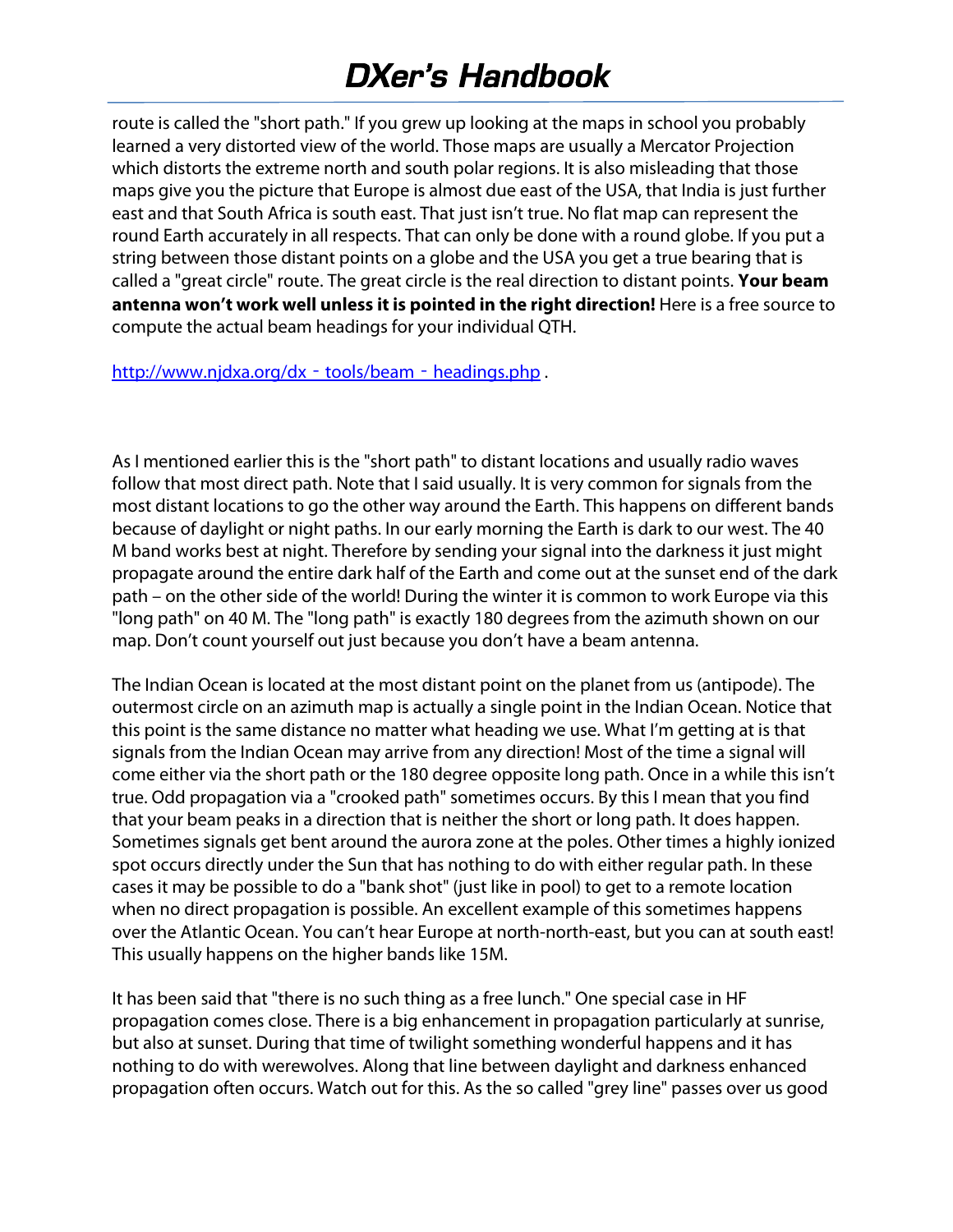route is called the "short path." If you grew up looking at the maps in school you probably learned a very distorted view of the world. Those maps are usually a Mercator Projection which distorts the extreme north and south polar regions. It is also misleading that those maps give you the picture that Europe is almost due east of the USA, that India is just further east and that South Africa is south east. That just isn't true. No flat map can represent the round Earth accurately in all respects. That can only be done with a round globe. If you put a string between those distant points on a globe and the USA you get a true bearing that is called a "great circle" route. The great circle is the real direction to distant points. **Your beam antenna won't work well unless it is pointed in the right direction!** Here is a free source to compute the actual beam headings for your individual QTH.

[http://www.njdxa.org/dx-tools/beam-headings.php](http://www.njdxa.org/dx-tools/beam-headings.php) .

As I mentioned earlier this is the "short path" to distant locations and usually radio waves follow that most direct path. Note that I said usually. It is very common for signals from the most distant locations to go the other way around the Earth. This happens on different bands because of daylight or night paths. In our early morning the Earth is dark to our west. The 40 M band works best at night. Therefore by sending your signal into the darkness it just might propagate around the entire dark half of the Earth and come out at the sunset end of the dark path – on the other side of the world! During the winter it is common to work Europe via this "long path" on 40 M. The "long path" is exactly 180 degrees from the azimuth shown on our map. Don't count yourself out just because you don't have a beam antenna.

The Indian Ocean is located at the most distant point on the planet from us (antipode). The outermost circle on an azimuth map is actually a single point in the Indian Ocean. Notice that this point is the same distance no matter what heading we use. What I'm getting at is that signals from the Indian Ocean may arrive from any direction! Most of the time a signal will come either via the short path or the 180 degree opposite long path. Once in a while this isn't true. Odd propagation via a "crooked path" sometimes occurs. By this I mean that you find that your beam peaks in a direction that is neither the short or long path. It does happen. Sometimes signals get bent around the aurora zone at the poles. Other times a highly ionized spot occurs directly under the Sun that has nothing to do with either regular path. In these cases it may be possible to do a "bank shot" (just like in pool) to get to a remote location when no direct propagation is possible. An excellent example of this sometimes happens over the Atlantic Ocean. You can't hear Europe at north-north-east, but you can at south east! This usually happens on the higher bands like 15M.

It has been said that "there is no such thing as a free lunch." One special case in HF propagation comes close. There is a big enhancement in propagation particularly at sunrise, but also at sunset. During that time of twilight something wonderful happens and it has nothing to do with werewolves. Along that line between daylight and darkness enhanced propagation often occurs. Watch out for this. As the so called "grey line" passes over us good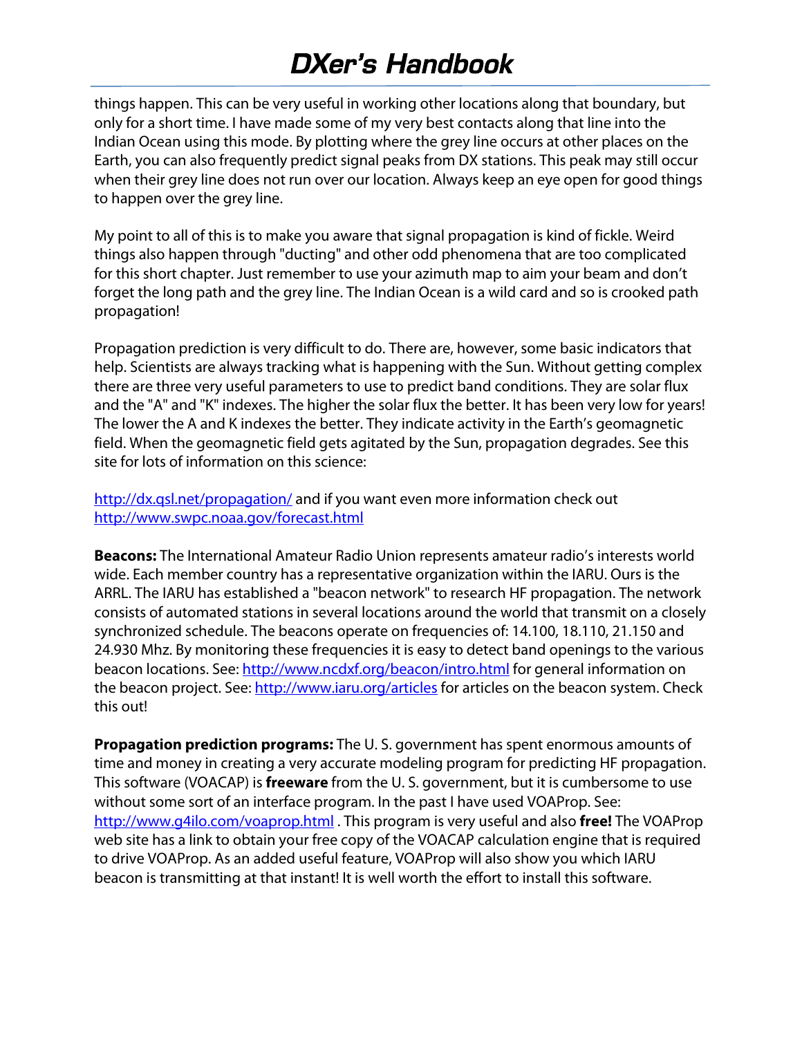things happen. This can be very useful in working other locations along that boundary, but only for a short time. I have made some of my very best contacts along that line into the Indian Ocean using this mode. By plotting where the grey line occurs at other places on the Earth, you can also frequently predict signal peaks from DX stations. This peak may still occur when their grey line does not run over our location. Always keep an eye open for good things to happen over the grey line.

My point to all of this is to make you aware that signal propagation is kind of fickle. Weird things also happen through "ducting" and other odd phenomena that are too complicated for this short chapter. Just remember to use your azimuth map to aim your beam and don't forget the long path and the grey line. The Indian Ocean is a wild card and so is crooked path propagation!

Propagation prediction is very difficult to do. There are, however, some basic indicators that help. Scientists are always tracking what is happening with the Sun. Without getting complex there are three very useful parameters to use to predict band conditions. They are solar flux and the "A" and "K" indexes. The higher the solar flux the better. It has been very low for years! The lower the A and K indexes the better. They indicate activity in the Earth's geomagnetic field. When the geomagnetic field gets agitated by the Sun, propagation degrades. See this site for lots of information on this science:

http://dx.qsl.net/propagation/ and if you want even more information check out http://www.swpc.noaa.gov/forecast.html

**Beacons:** The International Amateur Radio Union represents amateur radio's interests world wide. Each member country has a representative organization within the IARU. Ours is the ARRL. The IARU has established a "beacon network" to research HF propagation. The network consists of automated stations in several locations around the world that transmit on a closely synchronized schedule. The beacons operate on frequencies of: 14.100, 18.110, 21.150 and 24.930 Mhz. By monitoring these frequencies it is easy to detect band openings to the various beacon locations. See: http://www.ncdxf.org/beacon/intro.html for general information on the beacon project. See: http://www.iaru.org/articles for articles on the beacon system. Check this out!

**Propagation prediction programs:** The U. S. government has spent enormous amounts of time and money in creating a very accurate modeling program for predicting HF propagation. This software (VOACAP) is **freeware** from the U. S. government, but it is cumbersome to use without some sort of an interface program. In the past I have used VOAProp. See: http://www.g4ilo.com/voaprop.html . This program is very useful and also **free!** The VOAProp web site has a link to obtain your free copy of the VOACAP calculation engine that is required to drive VOAProp. As an added useful feature, VOAProp will also show you which IARU beacon is transmitting at that instant! It is well worth the effort to install this software.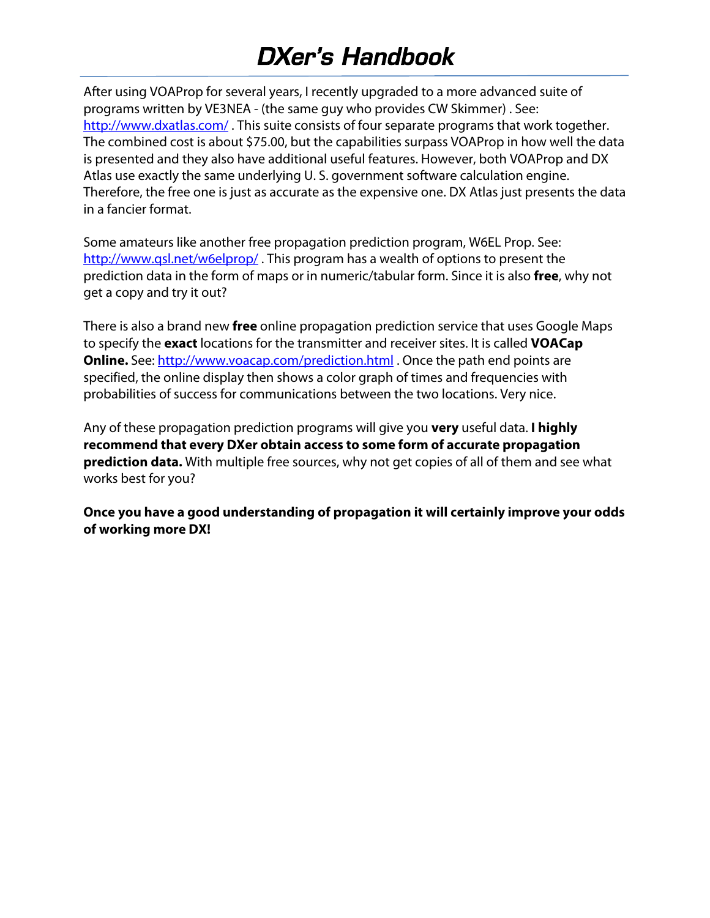After using VOAProp for several years, I recently upgraded to a more advanced suite of programs written by VE3NEA - (the same guy who provides CW Skimmer) . See: http://www.dxatlas.com/ . This suite consists of four separate programs that work together. The combined cost is about $75.00, but the capabilities surpass VOAProp in how well the data is presented and they also have additional useful features. However, both VOAProp and DX Atlas use exactly the same underlying U. S. government software calculation engine. Therefore, the free one is just as accurate as the expensive one. DX Atlas just presents the data in a fancier format.

Some amateurs like another free propagation prediction program, W6EL Prop. See: http://www.qsl.net/w6elprop/ . This program has a wealth of options to present the prediction data in the form of maps or in numeric/tabular form. Since it is also **free**, why not get a copy and try it out?

There is also a brand new **free** online propagation prediction service that uses Google Maps to specify the **exact** locations for the transmitter and receiver sites. It is called **VOACap Online.** See: http://www.voacap.com/prediction.html . Once the path end points are specified, the online display then shows a color graph of times and frequencies with probabilities of success for communications between the two locations. Very nice.

Any of these propagation prediction programs will give you **very** useful data. **I highly recommend that every DXer obtain access to some form of accurate propagation prediction data.** With multiple free sources, why not get copies of all of them and see what works best for you?

**Once you have a good understanding of propagation it will certainly improve your odds of working more DX!**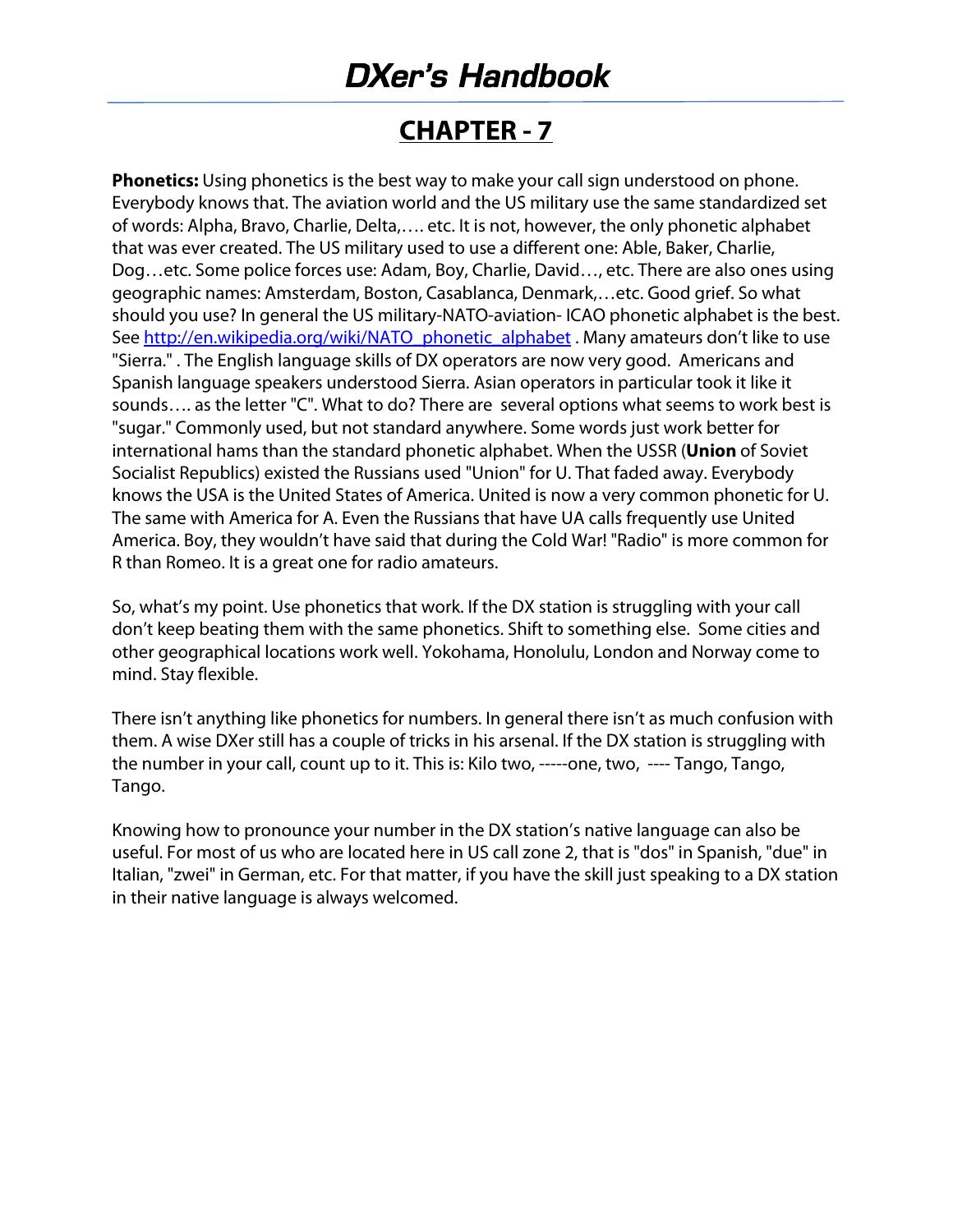# CHAPTER - 7

**Phonetics:** Using phonetics is the best way to make your call sign understood on phone. Everybody knows that. The aviation world and the US military use the same standardized set of words: Alpha, Bravo, Charlie, Delta,…. etc. It is not, however, the only phonetic alphabet that was ever created. The US military used to use a different one: Able, Baker, Charlie, Dog…etc. Some police forces use: Adam, Boy, Charlie, David…, etc. There are also ones using geographic names: Amsterdam, Boston, Casablanca, Denmark,…etc. Good grief. So what should you use? In general the US military-NATO-aviation- ICAO phonetic alphabet is the best. See [http://en.wikipedia.org/wiki/NATO_phonetic_alphabet](http://en.wikipedia.org/wiki/NATO_phonetic_alphabet) . Many amateurs don't like to use "Sierra." . The English language skills of DX operators are now very good. Americans and Spanish language speakers understood Sierra. Asian operators in particular took it like it sounds…. as the letter "C". What to do? There are several options what seems to work best is "sugar." Commonly used, but not standard anywhere. Some words just work better for international hams than the standard phonetic alphabet. When the USSR (**Union** of Soviet Socialist Republics) existed the Russians used "Union" for U. That faded away. Everybody knows the USA is the United States of America. United is now a very common phonetic for U. The same with America for A. Even the Russians that have UA calls frequently use United America. Boy, they wouldn't have said that during the Cold War! "Radio" is more common for R than Romeo. It is a great one for radio amateurs.

So, what's my point. Use phonetics that work. If the DX station is struggling with your call don't keep beating them with the same phonetics. Shift to something else. Some cities and other geographical locations work well. Yokohama, Honolulu, London and Norway come to mind. Stay flexible.

There isn't anything like phonetics for numbers. In general there isn't as much confusion with them. A wise DXer still has a couple of tricks in his arsenal. If the DX station is struggling with the number in your call, count up to it. This is: Kilo two, -----one, two, ---- Tango, Tango, Tango.

Knowing how to pronounce your number in the DX station's native language can also be useful. For most of us who are located here in US call zone 2, that is "dos" in Spanish, "due" in Italian, "zwei" in German, etc. For that matter, if you have the skill just speaking to a DX station in their native language is always welcomed.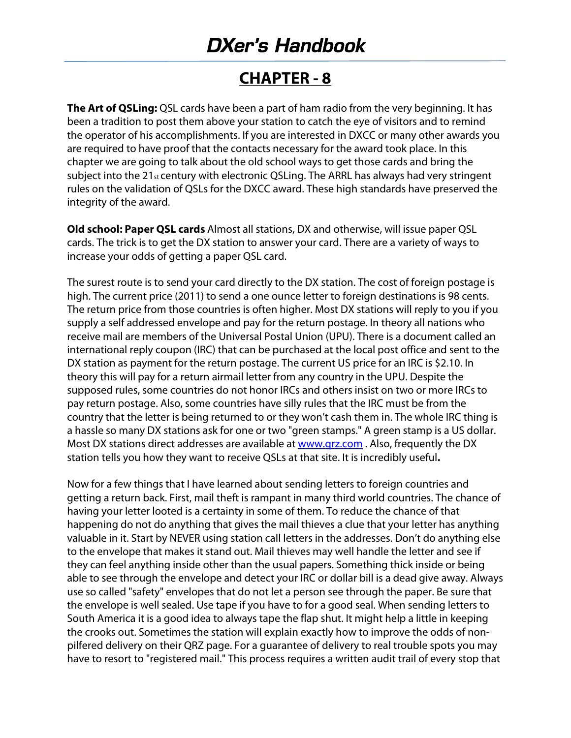# CHAPTER - 8

**The Art of QSLing:** QSL cards have been a part of ham radio from the very beginning. It has been a tradition to post them above your station to catch the eye of visitors and to remind the operator of his accomplishments. If you are interested in DXCC or many other awards you are required to have proof that the contacts necessary for the award took place. In this chapter we are going to talk about the old school ways to get those cards and bring the subject into the 21st century with electronic QSLing. The ARRL has always had very stringent rules on the validation of QSLs for the DXCC award. These high standards have preserved the integrity of the award.

**Old school: Paper QSL cards** Almost all stations, DX and otherwise, will issue paper QSL cards. The trick is to get the DX station to answer your card. There are a variety of ways to increase your odds of getting a paper QSL card.

The surest route is to send your card directly to the DX station. The cost of foreign postage is high. The current price (2011) to send a one ounce letter to foreign destinations is 98 cents. The return price from those countries is often higher. Most DX stations will reply to you if you supply a self addressed envelope and pay for the return postage. In theory all nations who receive mail are members of the Universal Postal Union (UPU). There is a document called an international reply coupon (IRC) that can be purchased at the local post office and sent to the DX station as payment for the return postage. The current US price for an IRC is $2.10. In theory this will pay for a return airmail letter from any country in the UPU. Despite the supposed rules, some countries do not honor IRCs and others insist on two or more IRCs to pay return postage. Also, some countries have silly rules that the IRC must be from the country that the letter is being returned to or they won't cash them in. The whole IRC thing is a hassle so many DX stations ask for one or two "green stamps." A green stamp is a US dollar. Most DX stations direct addresses are available at [www.qrz.com](http://www.qrz.com) . Also, frequently the DX station tells you how they want to receive QSLs at that site. It is incredibly useful**.**

Now for a few things that I have learned about sending letters to foreign countries and getting a return back. First, mail theft is rampant in many third world countries. The chance of having your letter looted is a certainty in some of them. To reduce the chance of that happening do not do anything that gives the mail thieves a clue that your letter has anything valuable in it. Start by NEVER using station call letters in the addresses. Don't do anything else to the envelope that makes it stand out. Mail thieves may well handle the letter and see if they can feel anything inside other than the usual papers. Something thick inside or being able to see through the envelope and detect your IRC or dollar bill is a dead give away. Always use so called "safety" envelopes that do not let a person see through the paper. Be sure that the envelope is well sealed. Use tape if you have to for a good seal. When sending letters to South America it is a good idea to always tape the flap shut. It might help a little in keeping the crooks out. Sometimes the station will explain exactly how to improve the odds of non-pilfered delivery on their QRZ page. For a guarantee of delivery to real trouble spots you may have to resort to "registered mail." This process requires a written audit trail of every stop that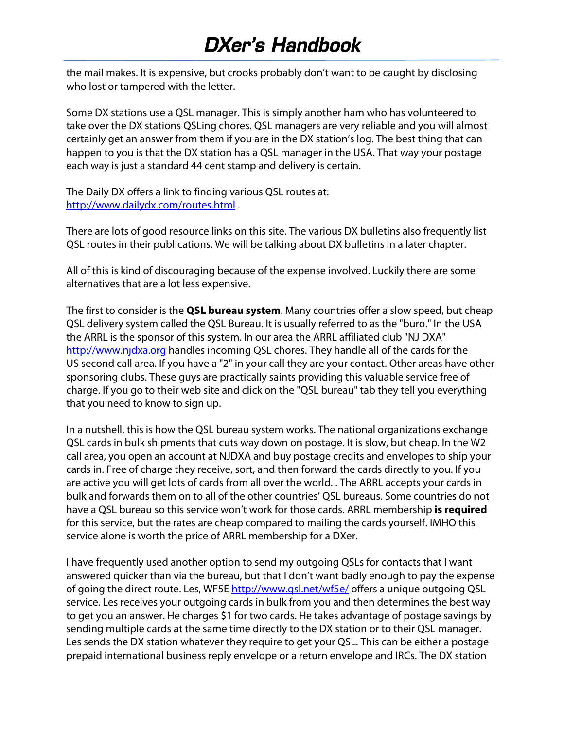the mail makes. It is expensive, but crooks probably don't want to be caught by disclosing who lost or tampered with the letter.

Some DX stations use a QSL manager. This is simply another ham who has volunteered to take over the DX stations QSLing chores. QSL managers are very reliable and you will almost certainly get an answer from them if you are in the DX station's log. The best thing that can happen to you is that the DX station has a QSL manager in the USA. That way your postage each way is just a standard 44 cent stamp and delivery is certain.

The Daily DX offers a link to finding various QSL routes at:
http://www.dailydx.com/routes.html .

There are lots of good resource links on this site. The various DX bulletins also frequently list QSL routes in their publications. We will be talking about DX bulletins in a later chapter.

All of this is kind of discouraging because of the expense involved. Luckily there are some alternatives that are a lot less expensive.

The first to consider is the **QSL bureau system**. Many countries offer a slow speed, but cheap QSL delivery system called the QSL Bureau. It is usually referred to as the "buro." In the USA the ARRL is the sponsor of this system. In our area the ARRL affiliated club "NJ DXA" http://www.njdxa.org handles incoming QSL chores. They handle all of the cards for the US second call area. If you have a "2" in your call they are your contact. Other areas have other sponsoring clubs. These guys are practically saints providing this valuable service free of charge. If you go to their web site and click on the "QSL bureau" tab they tell you everything that you need to know to sign up.

In a nutshell, this is how the QSL bureau system works. The national organizations exchange QSL cards in bulk shipments that cuts way down on postage. It is slow, but cheap. In the W2 call area, you open an account at NJDXA and buy postage credits and envelopes to ship your cards in. Free of charge they receive, sort, and then forward the cards directly to you. If you are active you will get lots of cards from all over the world. . The ARRL accepts your cards in bulk and forwards them on to all of the other countries' QSL bureaus. Some countries do not have a QSL bureau so this service won't work for those cards. ARRL membership **is required** for this service, but the rates are cheap compared to mailing the cards yourself. IMHO this service alone is worth the price of ARRL membership for a DXer.

I have frequently used another option to send my outgoing QSLs for contacts that I want answered quicker than via the bureau, but that I don't want badly enough to pay the expense of going the direct route. Les, WF5E http://www.qsl.net/wf5e/ offers a unique outgoing QSL service. Les receives your outgoing cards in bulk from you and then determines the best way to get you an answer. He charges $1 for two cards. He takes advantage of postage savings by sending multiple cards at the same time directly to the DX station or to their QSL manager. Les sends the DX station whatever they require to get your QSL. This can be either a postage prepaid international business reply envelope or a return envelope and IRCs. The DX station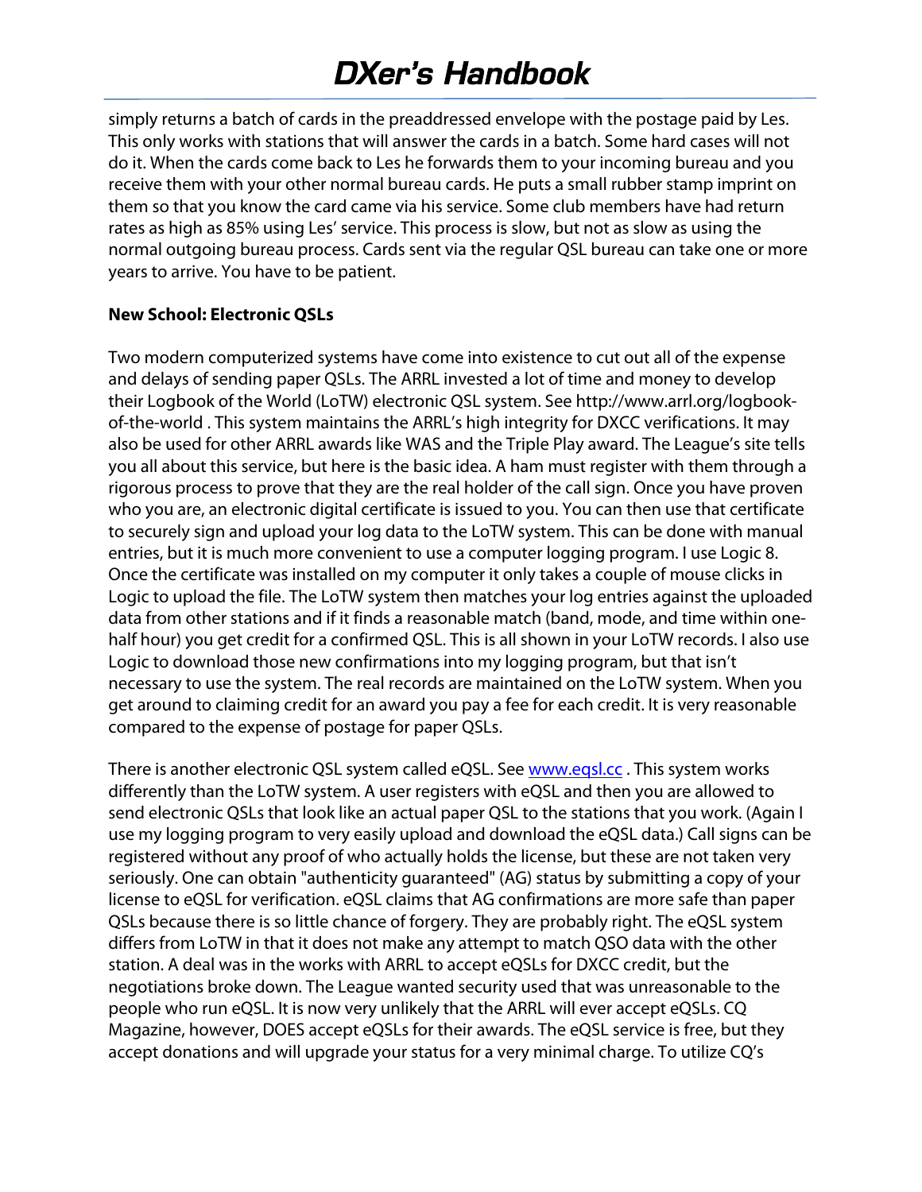simply returns a batch of cards in the preaddressed envelope with the postage paid by Les. This only works with stations that will answer the cards in a batch. Some hard cases will not do it. When the cards come back to Les he forwards them to your incoming bureau and you receive them with your other normal bureau cards. He puts a small rubber stamp imprint on them so that you know the card came via his service. Some club members have had return rates as high as 85% using Les' service. This process is slow, but not as slow as using the normal outgoing bureau process. Cards sent via the regular QSL bureau can take one or more years to arrive. You have to be patient.

**New School: Electronic QSLs**

Two modern computerized systems have come into existence to cut out all of the expense and delays of sending paper QSLs. The ARRL invested a lot of time and money to develop their Logbook of the World (LoTW) electronic QSL system. See http://www.arrl.org/logbook-of-the-world . This system maintains the ARRL's high integrity for DXCC verifications. It may also be used for other ARRL awards like WAS and the Triple Play award. The League's site tells you all about this service, but here is the basic idea. A ham must register with them through a rigorous process to prove that they are the real holder of the call sign. Once you have proven who you are, an electronic digital certificate is issued to you. You can then use that certificate to securely sign and upload your log data to the LoTW system. This can be done with manual entries, but it is much more convenient to use a computer logging program. I use Logic 8. Once the certificate was installed on my computer it only takes a couple of mouse clicks in Logic to upload the file. The LoTW system then matches your log entries against the uploaded data from other stations and if it finds a reasonable match (band, mode, and time within one-half hour) you get credit for a confirmed QSL. This is all shown in your LoTW records. I also use Logic to download those new confirmations into my logging program, but that isn't necessary to use the system. The real records are maintained on the LoTW system. When you get around to claiming credit for an award you pay a fee for each credit. It is very reasonable compared to the expense of postage for paper QSLs.

There is another electronic QSL system called eQSL. See www.eqsl.cc . This system works differently than the LoTW system. A user registers with eQSL and then you are allowed to send electronic QSLs that look like an actual paper QSL to the stations that you work. (Again I use my logging program to very easily upload and download the eQSL data.) Call signs can be registered without any proof of who actually holds the license, but these are not taken very seriously. One can obtain "authenticity guaranteed" (AG) status by submitting a copy of your license to eQSL for verification. eQSL claims that AG confirmations are more safe than paper QSLs because there is so little chance of forgery. They are probably right. The eQSL system differs from LoTW in that it does not make any attempt to match QSO data with the other station. A deal was in the works with ARRL to accept eQSLs for DXCC credit, but the negotiations broke down. The League wanted security used that was unreasonable to the people who run eQSL. It is now very unlikely that the ARRL will ever accept eQSLs. CQ Magazine, however, DOES accept eQSLs for their awards. The eQSL service is free, but they accept donations and will upgrade your status for a very minimal charge. To utilize CQ's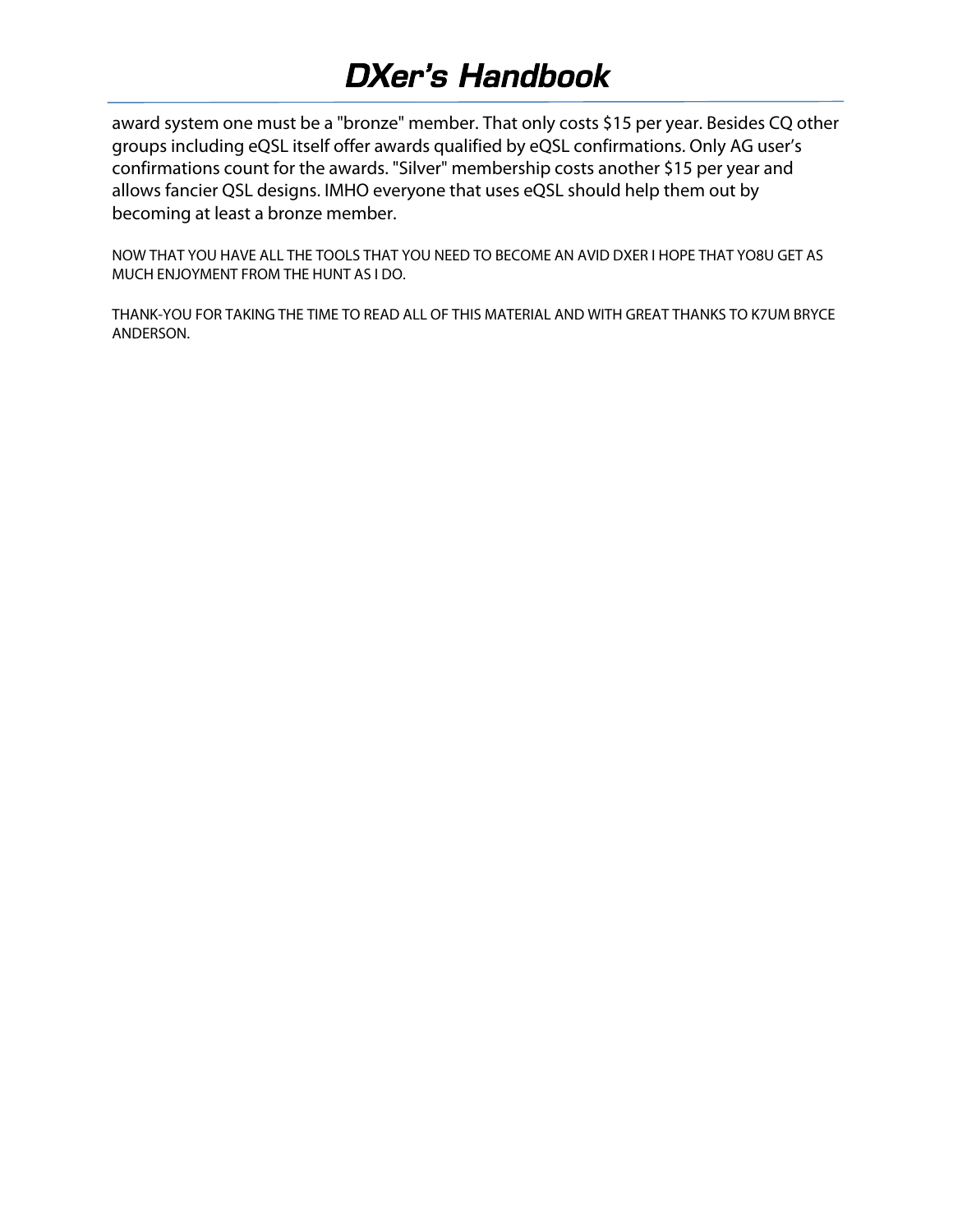award system one must be a "bronze" member. That only costs $15 per year. Besides CQ other groups including eQSL itself offer awards qualified by eQSL confirmations. Only AG user's confirmations count for the awards. "Silver" membership costs another $15 per year and allows fancier QSL designs. IMHO everyone that uses eQSL should help them out by becoming at least a bronze member.

NOW THAT YOU HAVE ALL THE TOOLS THAT YOU NEED TO BECOME AN AVID DXER I HOPE THAT YO8U GET AS MUCH ENJOYMENT FROM THE HUNT AS I DO.

THANK-YOU FOR TAKING THE TIME TO READ ALL OF THIS MATERIAL AND WITH GREAT THANKS TO K7UM BRYCE ANDERSON.